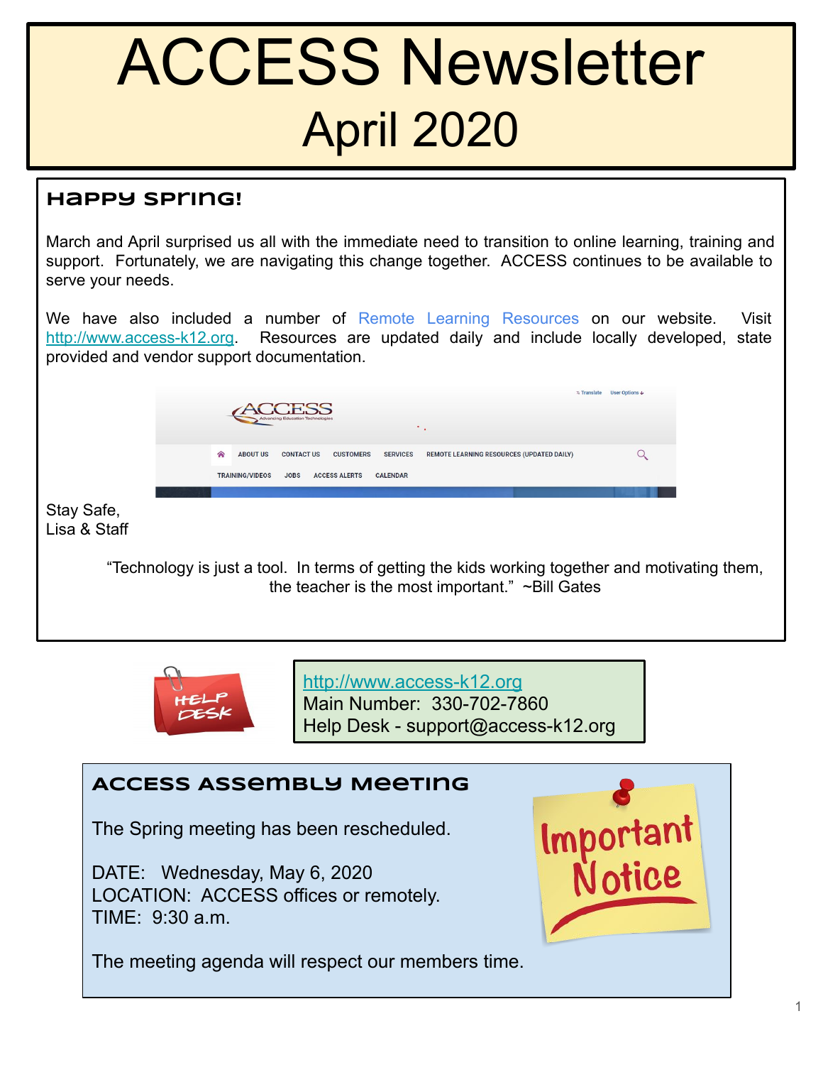# ACCESS Newsletter

## April 2020

### Happy Spring!

March and April surprised us all with the immediate need to transition to online learning, training and support. Fortunately, we are navigating this change together. ACCESS continues to be available to serve your needs.

We have also included a number of Remote Learning Resources on our website. Visit http://www.access-k12.org. Resources are updated daily and include locally developed, state provided and vendor support documentation.

Stay Safe,
Lisa & Staff

"Technology is just a tool. In terms of getting the kids working together and motivating them, the teacher is the most important." ~Bill Gates

HELP DESK

http://www.access-k12.org
Main Number: 330-702-7860
Help Desk - support@access-k12.org

### ACCESS Assembly Meeting

Important Notice

The Spring meeting has been rescheduled.

DATE: Wednesday, May 6, 2020
LOCATION: ACCESS offices or remotely.
TIME: 9:30 a.m.

The meeting agenda will respect our members time.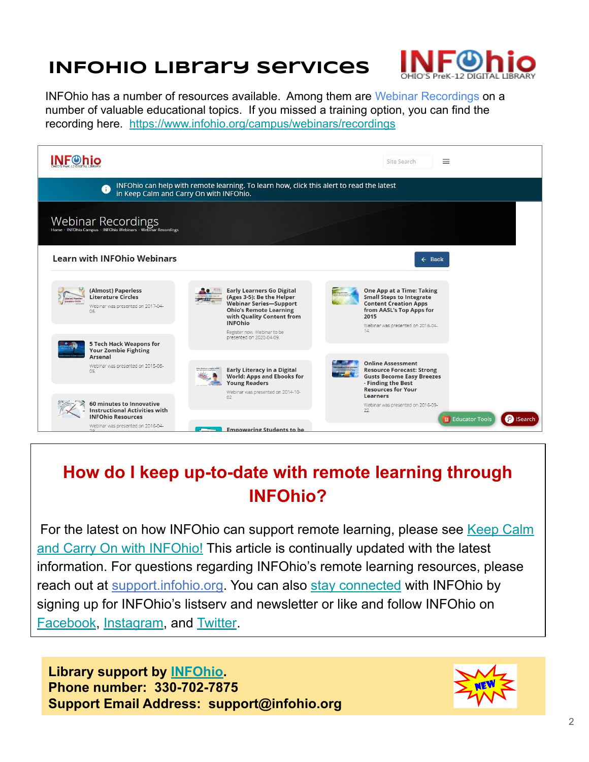# INFOHIO Library services

INFOhio has a number of resources available. Among them are Webinar Recordings on a number of valuable educational topics. If you missed a training option, you can find the recording here. https://www.infohio.org/campus/webinars/recordings

## How do I keep up-to-date with remote learning through INFOhio?

For the latest on how INFOhio can support remote learning, please see Keep Calm and Carry On with INFOhio! This article is continually updated with the latest information. For questions regarding INFOhio's remote learning resources, please reach out at support.infohio.org. You can also stay connected with INFOhio by signing up for INFOhio's listserv and newsletter or like and follow INFOhio on Facebook, Instagram, and Twitter.

**Library support by INFOhio.**
**Phone number: 330-702-7875**
**Support Email Address: support@infohio.org**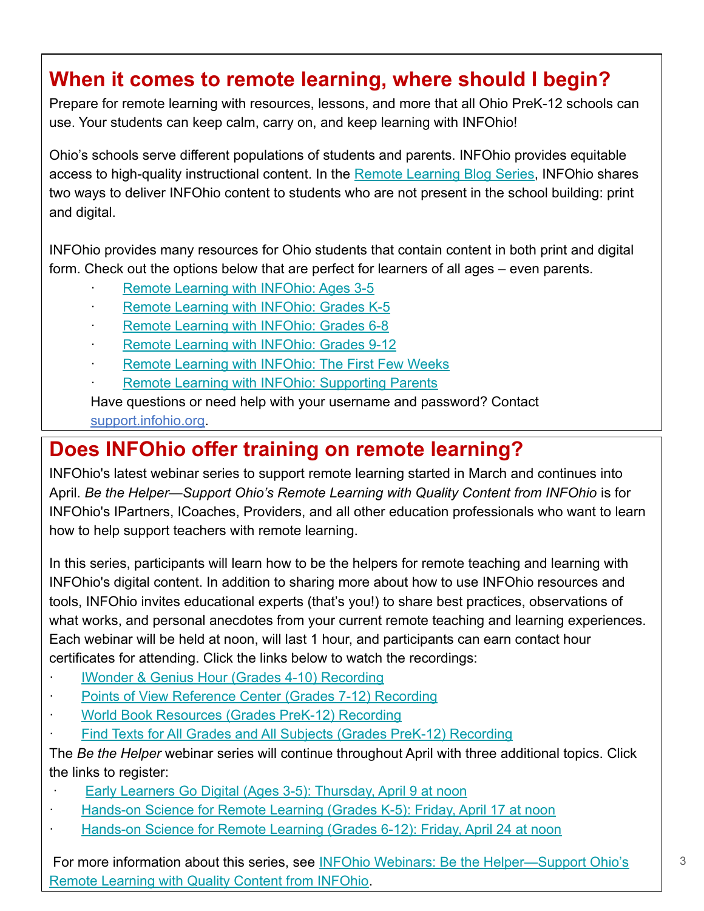## When it comes to remote learning, where should I begin?

Prepare for remote learning with resources, lessons, and more that all Ohio PreK-12 schools can use. Your students can keep calm, carry on, and keep learning with INFOhio!

Ohio's schools serve different populations of students and parents. INFOhio provides equitable access to high-quality instructional content. In the Remote Learning Blog Series, INFOhio shares two ways to deliver INFOhio content to students who are not present in the school building: print and digital.

INFOhio provides many resources for Ohio students that contain content in both print and digital form. Check out the options below that are perfect for learners of all ages – even parents.

- Remote Learning with INFOhio: Ages 3-5
- Remote Learning with INFOhio: Grades K-5
- Remote Learning with INFOhio: Grades 6-8
- Remote Learning with INFOhio: Grades 9-12
- Remote Learning with INFOhio: The First Few Weeks
- Remote Learning with INFOhio: Supporting Parents

Have questions or need help with your username and password? Contact support.infohio.org.

## Does INFOhio offer training on remote learning?

INFOhio's latest webinar series to support remote learning started in March and continues into April. *Be the Helper—Support Ohio's Remote Learning with Quality Content from INFOhio* is for INFOhio's IPartners, ICoaches, Providers, and all other education professionals who want to learn how to help support teachers with remote learning.

In this series, participants will learn how to be the helpers for remote teaching and learning with INFOhio's digital content. In addition to sharing more about how to use INFOhio resources and tools, INFOhio invites educational experts (that's you!) to share best practices, observations of what works, and personal anecdotes from your current remote teaching and learning experiences. Each webinar will be held at noon, will last 1 hour, and participants can earn contact hour certificates for attending. Click the links below to watch the recordings:

- IWonder & Genius Hour (Grades 4-10) Recording
- Points of View Reference Center (Grades 7-12) Recording
- World Book Resources (Grades PreK-12) Recording
- Find Texts for All Grades and All Subjects (Grades PreK-12) Recording

The *Be the Helper* webinar series will continue throughout April with three additional topics. Click the links to register:

- Early Learners Go Digital (Ages 3-5): Thursday, April 9 at noon
- Hands-on Science for Remote Learning (Grades K-5): Friday, April 17 at noon
- Hands-on Science for Remote Learning (Grades 6-12): Friday, April 24 at noon

For more information about this series, see INFOhio Webinars: Be the Helper—Support Ohio's Remote Learning with Quality Content from INFOhio.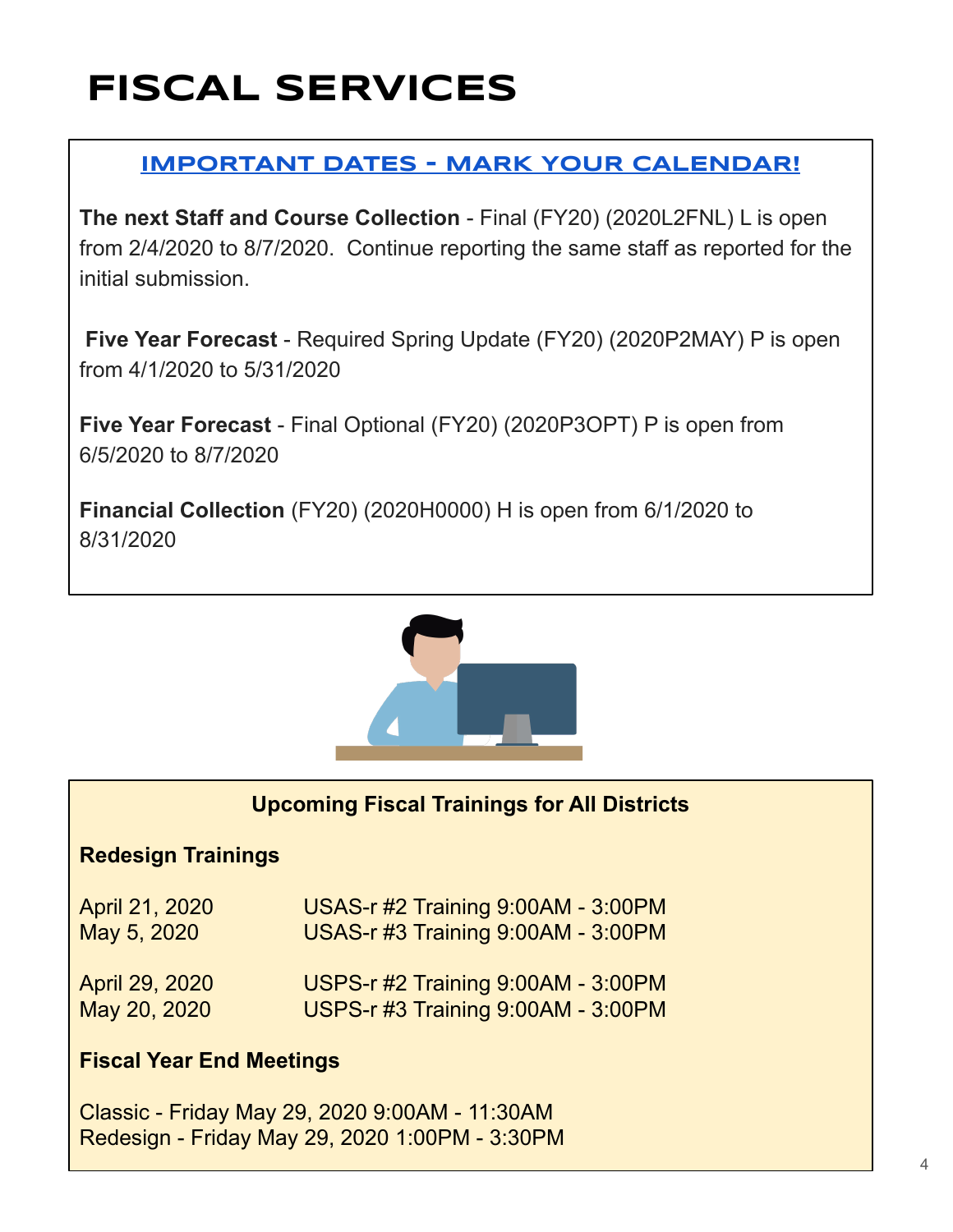# FISCAL SERVICES

## IMPORTANT DATES - MARK YOUR CALENDAR!

**The next Staff and Course Collection** - Final (FY20) (2020L2FNL) L is open from 2/4/2020 to 8/7/2020. Continue reporting the same staff as reported for the initial submission.

**Five Year Forecast** - Required Spring Update (FY20) (2020P2MAY) P is open from 4/1/2020 to 5/31/2020

**Five Year Forecast** - Final Optional (FY20) (2020P3OPT) P is open from 6/5/2020 to 8/7/2020

**Financial Collection** (FY20) (2020H0000) H is open from 6/1/2020 to 8/31/2020

### Upcoming Fiscal Trainings for All Districts

**Redesign Trainings**

| | |
|---|---|
| April 21, 2020 | USAS-r #2 Training 9:00AM - 3:00PM |
| May 5, 2020 | USAS-r #3 Training 9:00AM - 3:00PM |
| April 29, 2020 | USPS-r #2 Training 9:00AM - 3:00PM |
| May 20, 2020 | USPS-r #3 Training 9:00AM - 3:00PM |

**Fiscal Year End Meetings**

Classic - Friday May 29, 2020 9:00AM - 11:30AM
Redesign - Friday May 29, 2020 1:00PM - 3:30PM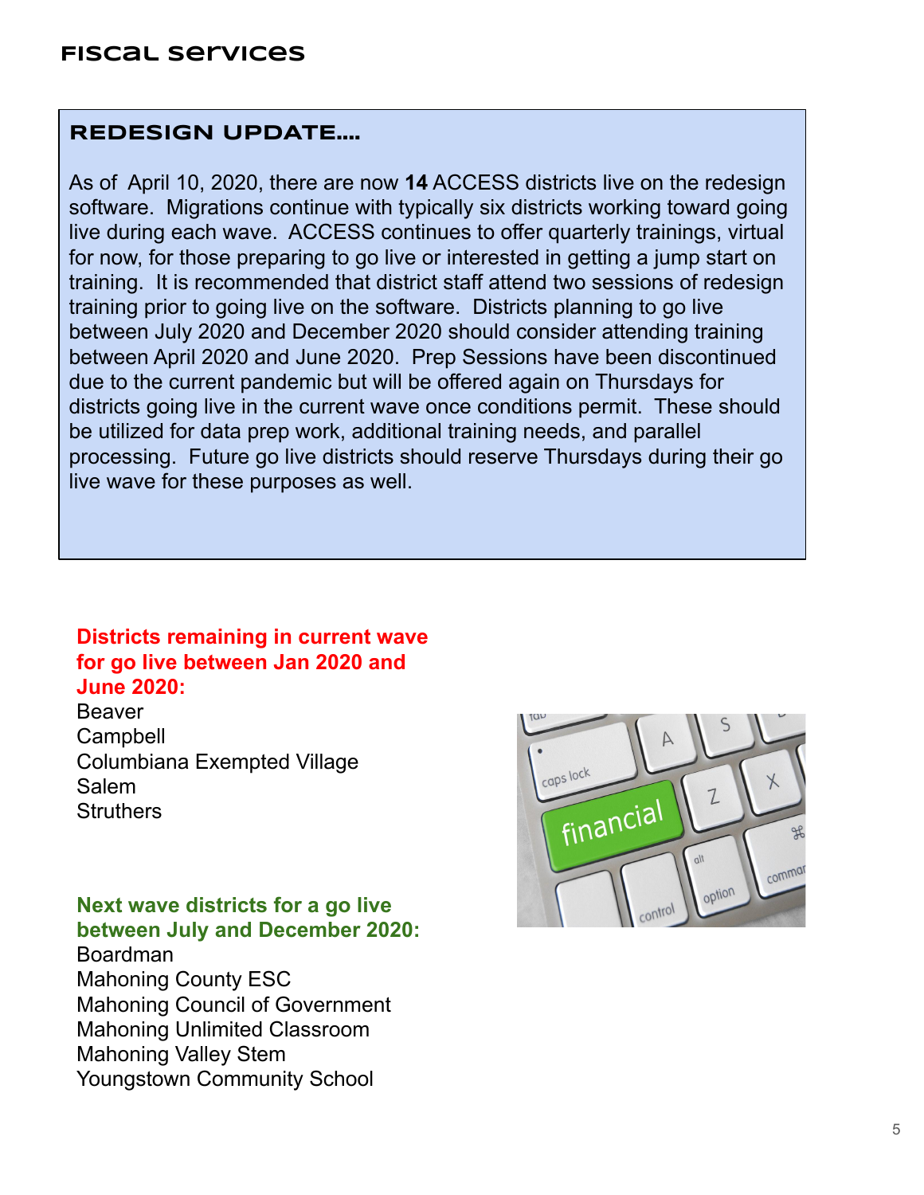# Fiscal Services

## REDESIGN UPDATE....

As of April 10, 2020, there are now **14** ACCESS districts live on the redesign software. Migrations continue with typically six districts working toward going live during each wave. ACCESS continues to offer quarterly trainings, virtual for now, for those preparing to go live or interested in getting a jump start on training. It is recommended that district staff attend two sessions of redesign training prior to going live on the software. Districts planning to go live between July 2020 and December 2020 should consider attending training between April 2020 and June 2020. Prep Sessions have been discontinued due to the current pandemic but will be offered again on Thursdays for districts going live in the current wave once conditions permit. These should be utilized for data prep work, additional training needs, and parallel processing. Future go live districts should reserve Thursdays during their go live wave for these purposes as well.

**Districts remaining in current wave for go live between Jan 2020 and June 2020:**

Beaver
Campbell
Columbiana Exempted Village
Salem
Struthers

**Next wave districts for a go live between July and December 2020:**

Boardman
Mahoning County ESC
Mahoning Council of Government
Mahoning Unlimited Classroom
Mahoning Valley Stem
Youngstown Community School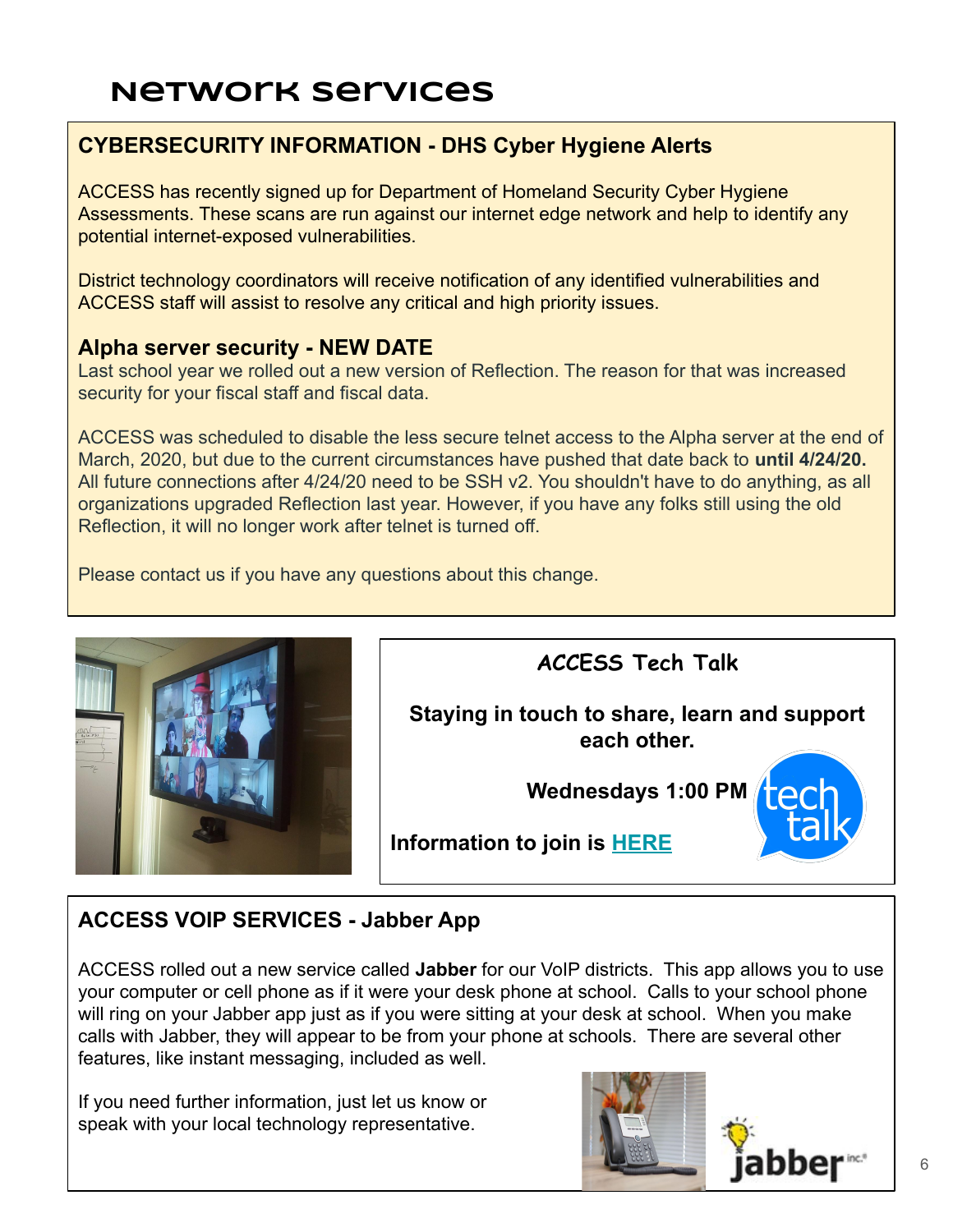# Network services

## CYBERSECURITY INFORMATION - DHS Cyber Hygiene Alerts

ACCESS has recently signed up for Department of Homeland Security Cyber Hygiene Assessments. These scans are run against our internet edge network and help to identify any potential internet-exposed vulnerabilities.

District technology coordinators will receive notification of any identified vulnerabilities and ACCESS staff will assist to resolve any critical and high priority issues.

### Alpha server security - NEW DATE

Last school year we rolled out a new version of Reflection. The reason for that was increased security for your fiscal staff and fiscal data.

ACCESS was scheduled to disable the less secure telnet access to the Alpha server at the end of March, 2020, but due to the current circumstances have pushed that date back to **until 4/24/20.** All future connections after 4/24/20 need to be SSH v2. You shouldn't have to do anything, as all organizations upgraded Reflection last year. However, if you have any folks still using the old Reflection, it will no longer work after telnet is turned off.

Please contact us if you have any questions about this change.

## ACCESS Tech Talk

**Staying in touch to share, learn and support each other.**

**Wednesdays 1:00 PM**

**Information to join is HERE**

tech talk

## ACCESS VOIP SERVICES - Jabber App

ACCESS rolled out a new service called **Jabber** for our VoIP districts. This app allows you to use your computer or cell phone as if it were your desk phone at school. Calls to your school phone will ring on your Jabber app just as if you were sitting at your desk at school. When you make calls with Jabber, they will appear to be from your phone at schools. There are several other features, like instant messaging, included as well.

If you need further information, just let us know or speak with your local technology representative.

jabber inc.®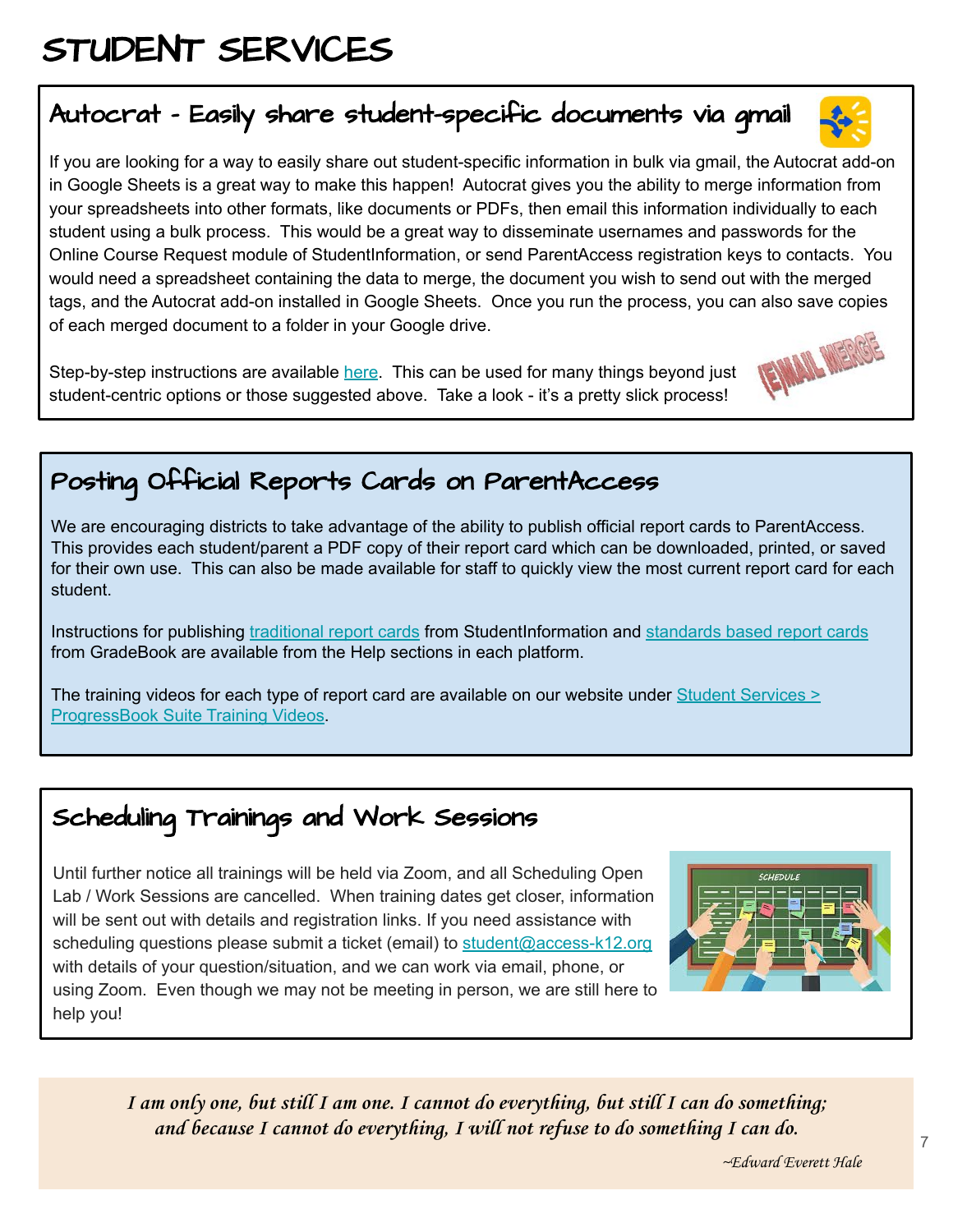# STUDENT SERVICES

## Autocrat - Easily share student-specific documents via gmail

If you are looking for a way to easily share out student-specific information in bulk via gmail, the Autocrat add-on in Google Sheets is a great way to make this happen! Autocrat gives you the ability to merge information from your spreadsheets into other formats, like documents or PDFs, then email this information individually to each student using a bulk process. This would be a great way to disseminate usernames and passwords for the Online Course Request module of StudentInformation, or send ParentAccess registration keys to contacts. You would need a spreadsheet containing the data to merge, the document you wish to send out with the merged tags, and the Autocrat add-on installed in Google Sheets. Once you run the process, you can also save copies of each merged document to a folder in your Google drive.

Step-by-step instructions are available here. This can be used for many things beyond just student-centric options or those suggested above. Take a look - it's a pretty slick process!

## Posting Official Reports Cards on ParentAccess

We are encouraging districts to take advantage of the ability to publish official report cards to ParentAccess. This provides each student/parent a PDF copy of their report card which can be downloaded, printed, or saved for their own use. This can also be made available for staff to quickly view the most current report card for each student.

Instructions for publishing traditional report cards from StudentInformation and standards based report cards from GradeBook are available from the Help sections in each platform.

The training videos for each type of report card are available on our website under Student Services > ProgressBook Suite Training Videos.

## Scheduling Trainings and Work Sessions

Until further notice all trainings will be held via Zoom, and all Scheduling Open Lab / Work Sessions are cancelled. When training dates get closer, information will be sent out with details and registration links. If you need assistance with scheduling questions please submit a ticket (email) to student@access-k12.org with details of your question/situation, and we can work via email, phone, or using Zoom. Even though we may not be meeting in person, we are still here to help you!

*I am only one, but still I am one. I cannot do everything, but still I can do something; and because I cannot do everything, I will not refuse to do something I can do.*

*~Edward Everett Hale*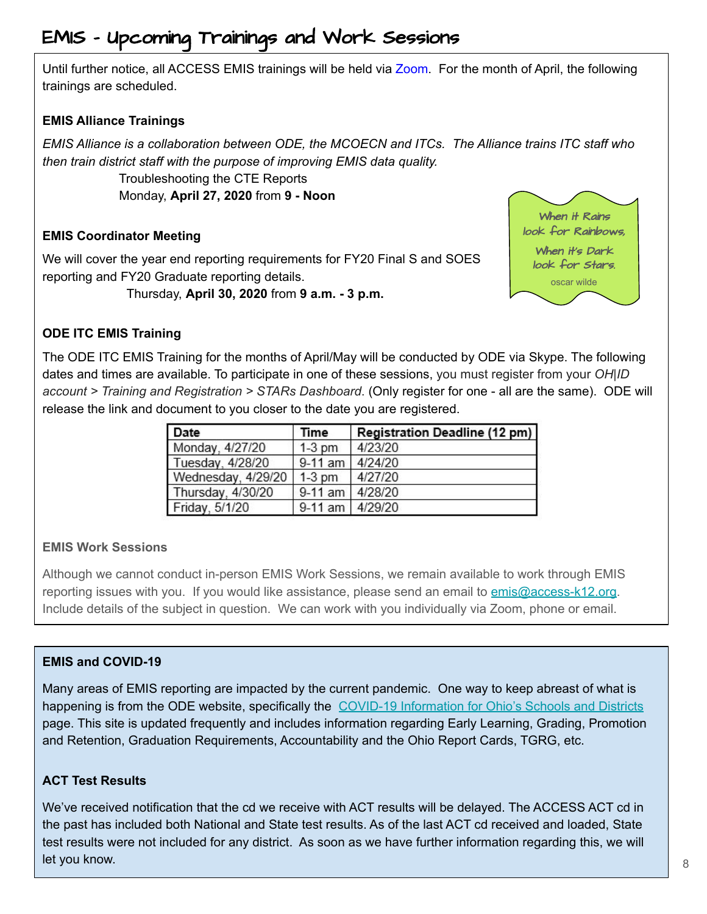# EMIS - Upcoming Trainings and Work Sessions

Until further notice, all ACCESS EMIS trainings will be held via Zoom. For the month of April, the following trainings are scheduled.

**EMIS Alliance Trainings**

*EMIS Alliance is a collaboration between ODE, the MCOECN and ITCs. The Alliance trains ITC staff who then train district staff with the purpose of improving EMIS data quality.*

Troubleshooting the CTE Reports
Monday, **April 27, 2020** from **9 - Noon**

**EMIS Coordinator Meeting**

We will cover the year end reporting requirements for FY20 Final S and SOES reporting and FY20 Graduate reporting details.

Thursday, **April 30, 2020** from **9 a.m. - 3 p.m.**

When it Rains look for Rainbows, When it's Dark look for Stars.
oscar wilde

**ODE ITC EMIS Training**

The ODE ITC EMIS Training for the months of April/May will be conducted by ODE via Skype. The following dates and times are available. To participate in one of these sessions, you must register from your *OH|ID account > Training and Registration > STARs Dashboard*. (Only register for one - all are the same). ODE will release the link and document to you closer to the date you are registered.

| Date | Time | Registration Deadline (12 pm) |
|---|---|---|
| Monday, 4/27/20 | 1-3 pm | 4/23/20 |
| Tuesday, 4/28/20 | 9-11 am | 4/24/20 |
| Wednesday, 4/29/20 | 1-3 pm | 4/27/20 |
| Thursday, 4/30/20 | 9-11 am | 4/28/20 |
| Friday, 5/1/20 | 9-11 am | 4/29/20 |

**EMIS Work Sessions**

Although we cannot conduct in-person EMIS Work Sessions, we remain available to work through EMIS reporting issues with you. If you would like assistance, please send an email to emis@access-k12.org. Include details of the subject in question. We can work with you individually via Zoom, phone or email.

**EMIS and COVID-19**

Many areas of EMIS reporting are impacted by the current pandemic. One way to keep abreast of what is happening is from the ODE website, specifically the COVID-19 Information for Ohio's Schools and Districts page. This site is updated frequently and includes information regarding Early Learning, Grading, Promotion and Retention, Graduation Requirements, Accountability and the Ohio Report Cards, TGRG, etc.

**ACT Test Results**

We've received notification that the cd we receive with ACT results will be delayed. The ACCESS ACT cd in the past has included both National and State test results. As of the last ACT cd received and loaded, State test results were not included for any district. As soon as we have further information regarding this, we will let you know.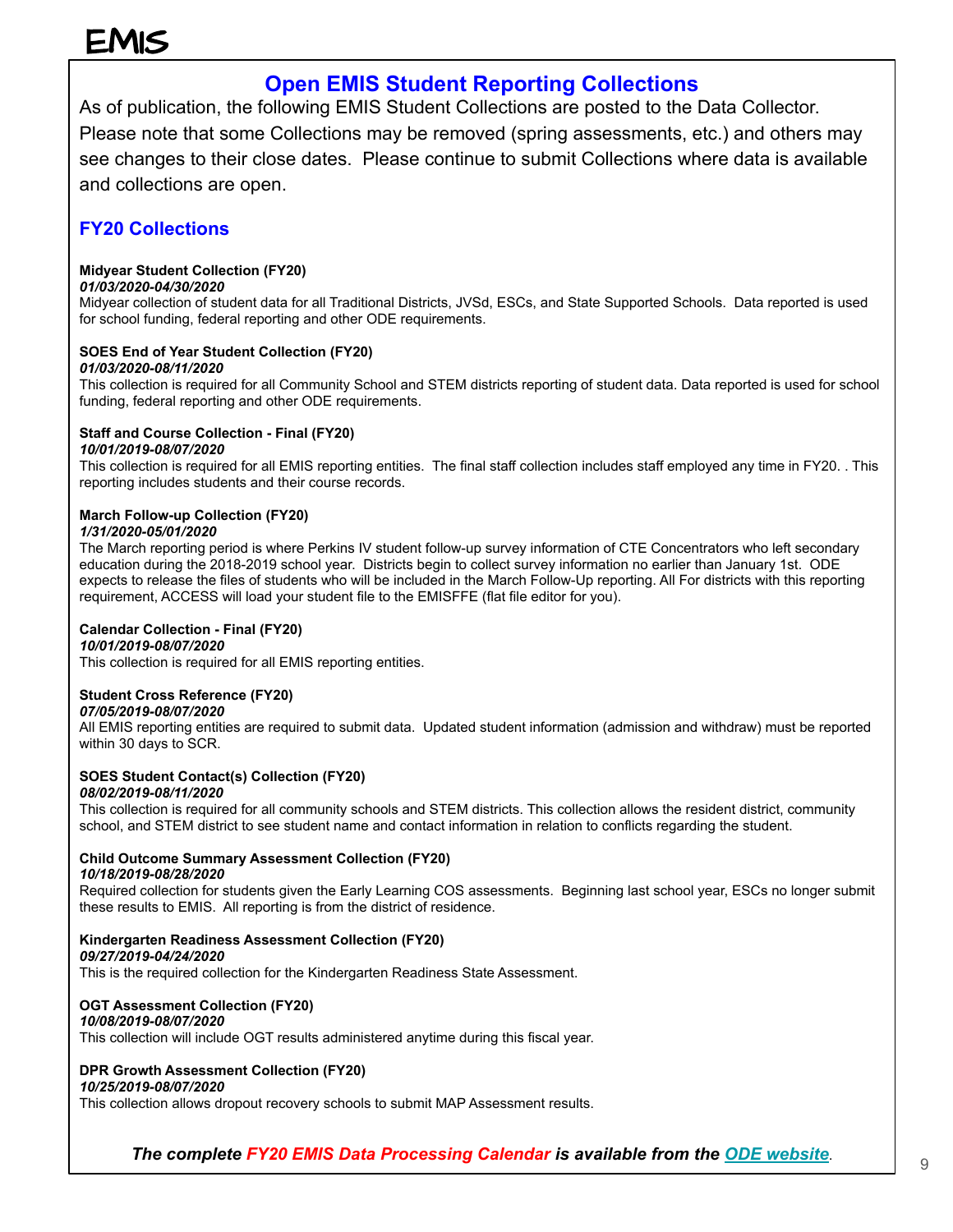# EMIS

## Open EMIS Student Reporting Collections

As of publication, the following EMIS Student Collections are posted to the Data Collector. Please note that some Collections may be removed (spring assessments, etc.) and others may see changes to their close dates. Please continue to submit Collections where data is available and collections are open.

### FY20 Collections

**Midyear Student Collection (FY20)**
***01/03/2020-04/30/2020***
Midyear collection of student data for all Traditional Districts, JVSd, ESCs, and State Supported Schools. Data reported is used for school funding, federal reporting and other ODE requirements.

**SOES End of Year Student Collection (FY20)**
***01/03/2020-08/11/2020***
This collection is required for all Community School and STEM districts reporting of student data. Data reported is used for school funding, federal reporting and other ODE requirements.

**Staff and Course Collection - Final (FY20)**
***10/01/2019-08/07/2020***
This collection is required for all EMIS reporting entities. The final staff collection includes staff employed any time in FY20. . This reporting includes students and their course records.

**March Follow-up Collection (FY20)**
***1/31/2020-05/01/2020***
The March reporting period is where Perkins IV student follow-up survey information of CTE Concentrators who left secondary education during the 2018-2019 school year. Districts begin to collect survey information no earlier than January 1st. ODE expects to release the files of students who will be included in the March Follow-Up reporting. All For districts with this reporting requirement, ACCESS will load your student file to the EMISFFE (flat file editor for you).

**Calendar Collection - Final (FY20)**
***10/01/2019-08/07/2020***
This collection is required for all EMIS reporting entities.

**Student Cross Reference (FY20)**
***07/05/2019-08/07/2020***
All EMIS reporting entities are required to submit data. Updated student information (admission and withdraw) must be reported within 30 days to SCR.

**SOES Student Contact(s) Collection (FY20)**
***08/02/2019-08/11/2020***
This collection is required for all community schools and STEM districts. This collection allows the resident district, community school, and STEM district to see student name and contact information in relation to conflicts regarding the student.

**Child Outcome Summary Assessment Collection (FY20)**
***10/18/2019-08/28/2020***
Required collection for students given the Early Learning COS assessments. Beginning last school year, ESCs no longer submit these results to EMIS. All reporting is from the district of residence.

**Kindergarten Readiness Assessment Collection (FY20)**
***09/27/2019-04/24/2020***
This is the required collection for the Kindergarten Readiness State Assessment.

**OGT Assessment Collection (FY20)**
***10/08/2019-08/07/2020***
This collection will include OGT results administered anytime during this fiscal year.

**DPR Growth Assessment Collection (FY20)**
***10/25/2019-08/07/2020***
This collection allows dropout recovery schools to submit MAP Assessment results.

***The complete FY20 EMIS Data Processing Calendar is available from the ODE website.***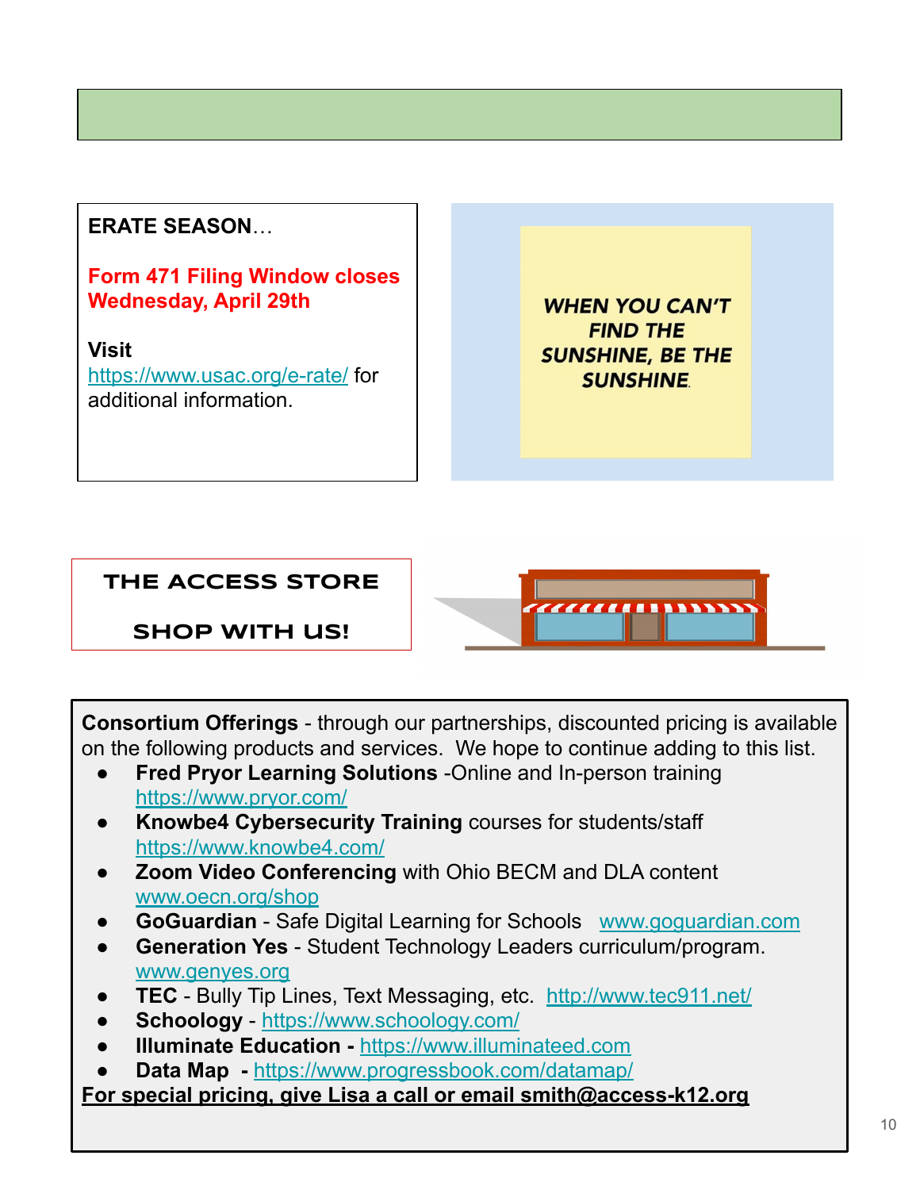**ERATE SEASON**…

**Form 471 Filing Window closes Wednesday, April 29th**

**Visit**
https://www.usac.org/e-rate/ for additional information.

***WHEN YOU CAN'T FIND THE SUNSHINE, BE THE SUNSHINE.***

**THE ACCESS STORE**

**SHOP WITH US!**

**Consortium Offerings** - through our partnerships, discounted pricing is available on the following products and services. We hope to continue adding to this list.

- **Fred Pryor Learning Solutions** -Online and In-person training https://www.pryor.com/
- **Knowbe4 Cybersecurity Training** courses for students/staff https://www.knowbe4.com/
- **Zoom Video Conferencing** with Ohio BECM and DLA content www.oecn.org/shop
- **GoGuardian** - Safe Digital Learning for Schools www.goguardian.com
- **Generation Yes** - Student Technology Leaders curriculum/program. www.genyes.org
- **TEC** - Bully Tip Lines, Text Messaging, etc. http://www.tec911.net/
- **Schoology** - https://www.schoology.com/
- **Illuminate Education -** https://www.illuminateed.com
- **Data Map -** https://www.progressbook.com/datamap/

**For special pricing, give Lisa a call or email smith@access-k12.org**